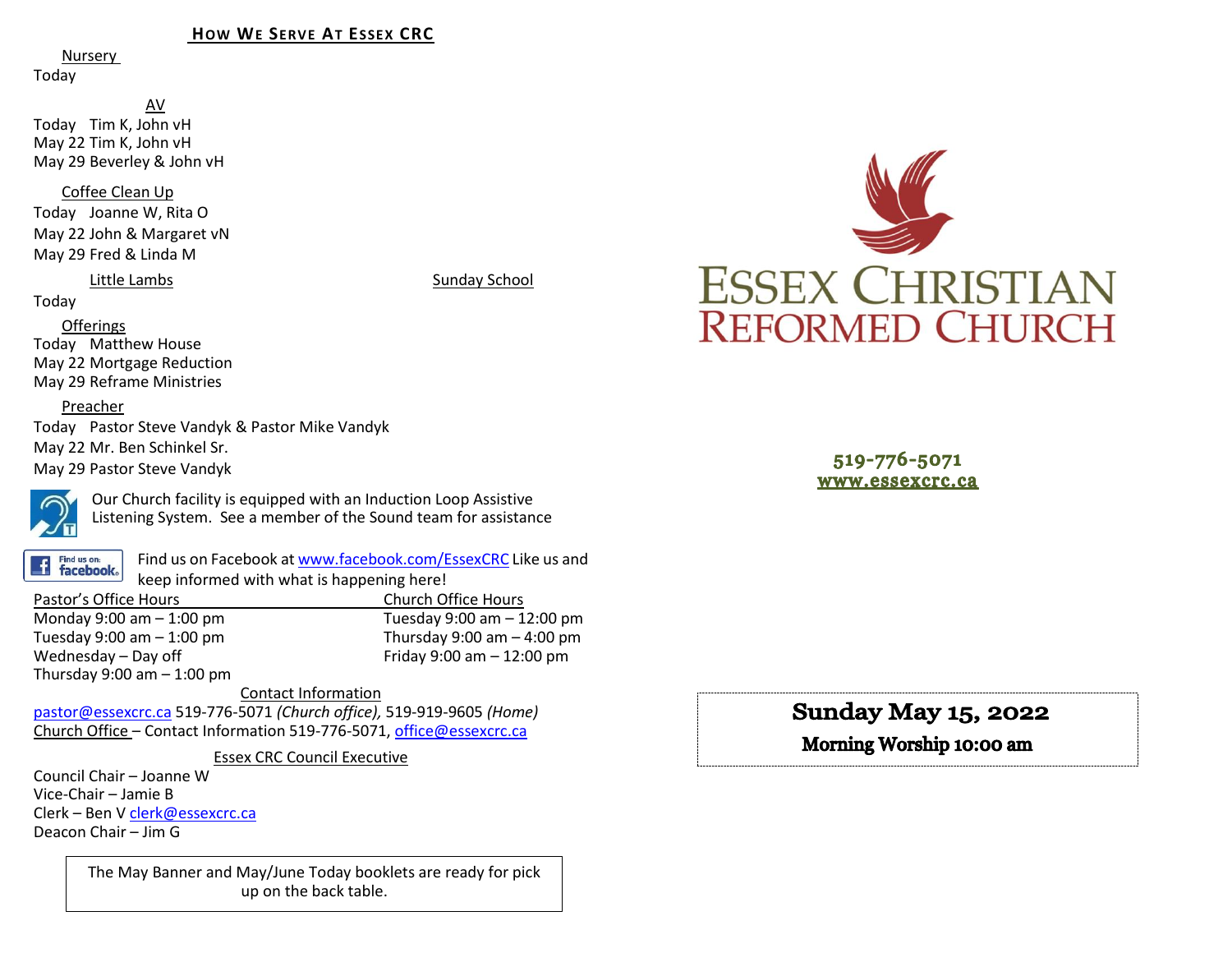## How We Serve At Essex CRC

Nursery
Today

AV
Today Tim K, John vH
May 22 Tim K, John vH
May 29 Beverley & John vH

Coffee Clean Up
Today Joanne W, Rita O
May 22 John & Margaret vN
May 29 Fred & Linda M

Little Lambs
Today

Sunday School

Offerings
Today Matthew House
May 22 Mortgage Reduction
May 29 Reframe Ministries

Preacher
Today Pastor Steve Vandyk & Pastor Mike Vandyk
May 22 Mr. Ben Schinkel Sr.
May 29 Pastor Steve Vandyk

Our Church facility is equipped with an Induction Loop Assistive Listening System. See a member of the Sound team for assistance

Find us on Facebook at www.facebook.com/EssexCRC Like us and keep informed with what is happening here!

| Pastor's Office Hours | Church Office Hours |
|---|---|
| Monday 9:00 am – 1:00 pm | Tuesday 9:00 am – 12:00 pm |
| Tuesday 9:00 am – 1:00 pm | Thursday 9:00 am – 4:00 pm |
| Wednesday – Day off | Friday 9:00 am – 12:00 pm |
| Thursday 9:00 am – 1:00 pm | |

Contact Information
pastor@essexcrc.ca 519-776-5071 *(Church office),* 519-919-9605 *(Home)*
Church Office – Contact Information 519-776-5071, office@essexcrc.ca

Essex CRC Council Executive
Council Chair – Joanne W
Vice-Chair – Jamie B
Clerk – Ben V clerk@essexcrc.ca
Deacon Chair – Jim G

The May Banner and May/June Today booklets are ready for pick up on the back table.

# Essex Christian Reformed Church

519-776-5071
www.essexcrc.ca

**Sunday May 15, 2022**

**Morning Worship 10:00 am**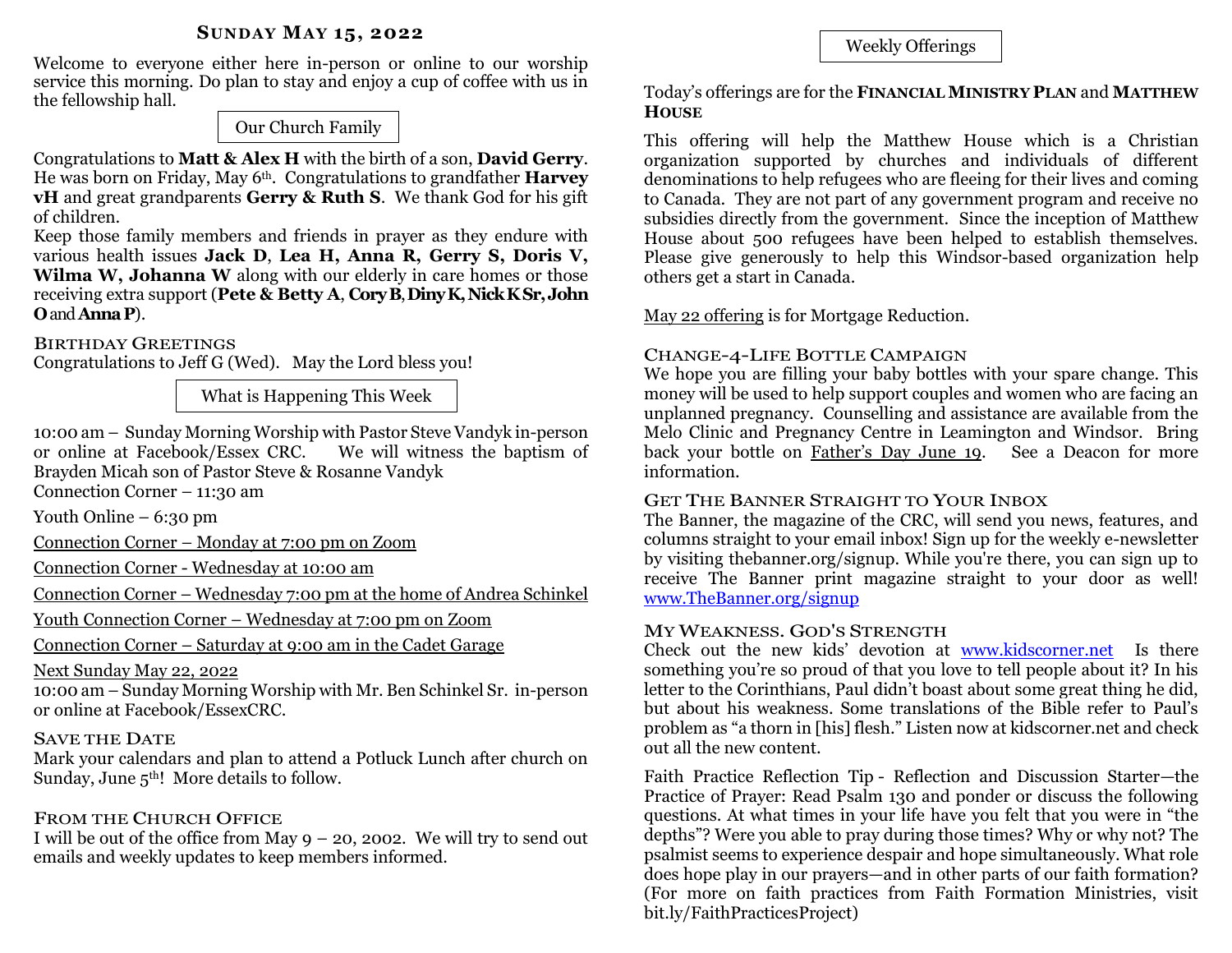## Sunday May 15, 2022

Welcome to everyone either here in-person or online to our worship service this morning. Do plan to stay and enjoy a cup of coffee with us in the fellowship hall.

### Our Church Family

Congratulations to **Matt & Alex H** with the birth of a son, **David Gerry**. He was born on Friday, May 6th. Congratulations to grandfather **Harvey vH** and great grandparents **Gerry & Ruth S**. We thank God for his gift of children.

Keep those family members and friends in prayer as they endure with various health issues **Jack D**, **Lea H, Anna R, Gerry S, Doris V, Wilma W, Johanna W** along with our elderly in care homes or those receiving extra support (**Pete & Betty A**, **Cory B**, **Diny K, Nick K Sr, John O** and **Anna P**).

**Birthday Greetings**

Congratulations to Jeff G (Wed). May the Lord bless you!

### What is Happening This Week

10:00 am – Sunday Morning Worship with Pastor Steve Vandyk in-person or online at Facebook/Essex CRC. We will witness the baptism of Brayden Micah son of Pastor Steve & Rosanne Vandyk

Connection Corner – 11:30 am

Youth Online – 6:30 pm

Connection Corner – Monday at 7:00 pm on Zoom

Connection Corner - Wednesday at 10:00 am

Connection Corner – Wednesday 7:00 pm at the home of Andrea Schinkel

Youth Connection Corner – Wednesday at 7:00 pm on Zoom

Connection Corner – Saturday at 9:00 am in the Cadet Garage

Next Sunday May 22, 2022

10:00 am – Sunday Morning Worship with Mr. Ben Schinkel Sr. in-person or online at Facebook/EssexCRC.

**Save the Date**

Mark your calendars and plan to attend a Potluck Lunch after church on Sunday, June 5th! More details to follow.

**From the Church Office**

I will be out of the office from May 9 – 20, 2002. We will try to send out emails and weekly updates to keep members informed.

### Weekly Offerings

Today's offerings are for the **Financial Ministry Plan** and **Matthew House**

This offering will help the Matthew House which is a Christian organization supported by churches and individuals of different denominations to help refugees who are fleeing for their lives and coming to Canada. They are not part of any government program and receive no subsidies directly from the government. Since the inception of Matthew House about 500 refugees have been helped to establish themselves. Please give generously to help this Windsor-based organization help others get a start in Canada.

May 22 offering is for Mortgage Reduction.

**Change-4-Life Bottle Campaign**

We hope you are filling your baby bottles with your spare change. This money will be used to help support couples and women who are facing an unplanned pregnancy. Counselling and assistance are available from the Melo Clinic and Pregnancy Centre in Leamington and Windsor. Bring back your bottle on Father's Day June 19. See a Deacon for more information.

**Get The Banner Straight to Your Inbox**

The Banner, the magazine of the CRC, will send you news, features, and columns straight to your email inbox! Sign up for the weekly e-newsletter by visiting thebanner.org/signup. While you're there, you can sign up to receive The Banner print magazine straight to your door as well! www.TheBanner.org/signup

**My Weakness. God's Strength**

Check out the new kids' devotion at www.kidscorner.net Is there something you're so proud of that you love to tell people about it? In his letter to the Corinthians, Paul didn't boast about some great thing he did, but about his weakness. Some translations of the Bible refer to Paul's problem as "a thorn in [his] flesh." Listen now at kidscorner.net and check out all the new content.

Faith Practice Reflection Tip - Reflection and Discussion Starter—the Practice of Prayer: Read Psalm 130 and ponder or discuss the following questions. At what times in your life have you felt that you were in "the depths"? Were you able to pray during those times? Why or why not? The psalmist seems to experience despair and hope simultaneously. What role does hope play in our prayers—and in other parts of our faith formation? (For more on faith practices from Faith Formation Ministries, visit bit.ly/FaithPracticesProject)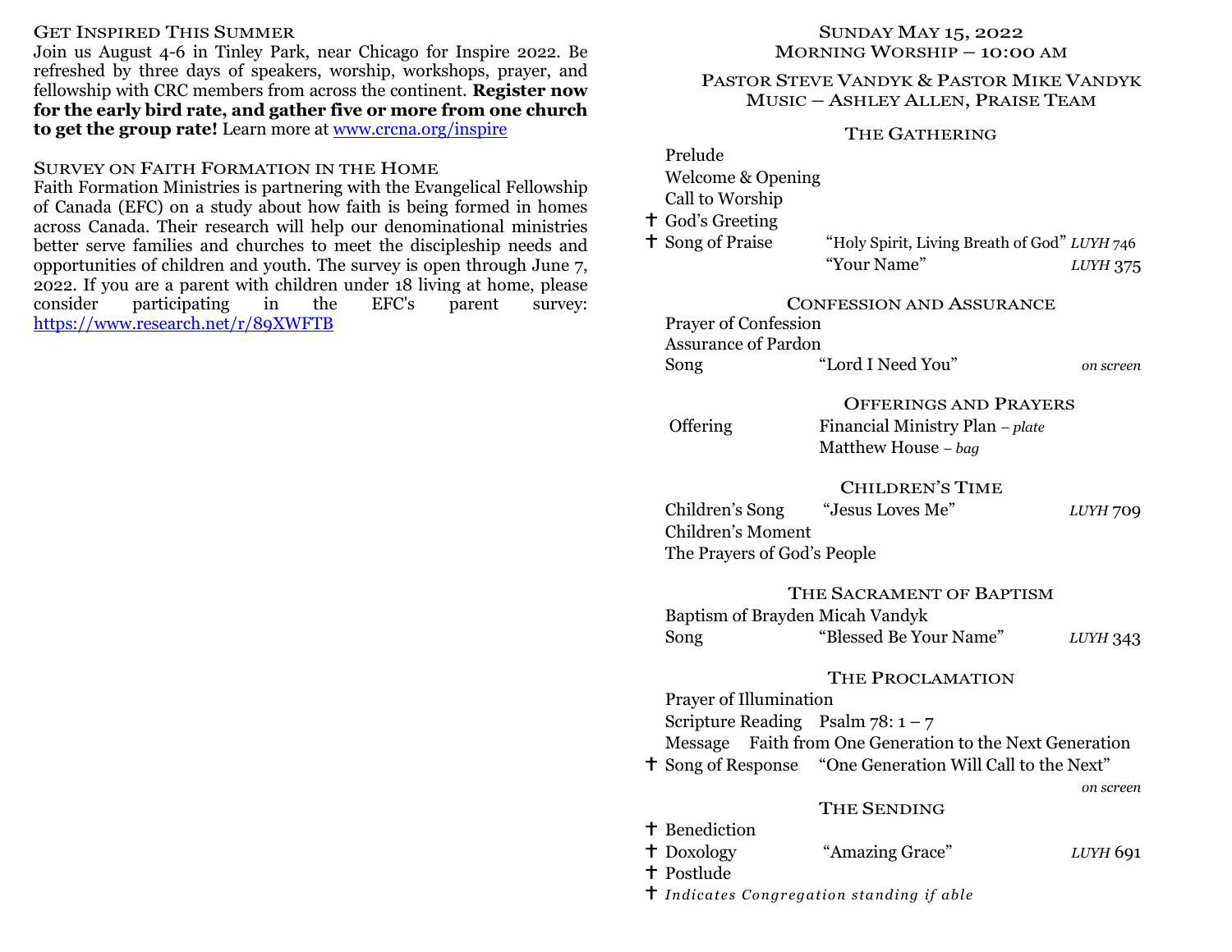## Get Inspired This Summer

Join us August 4-6 in Tinley Park, near Chicago for Inspire 2022. Be refreshed by three days of speakers, worship, workshops, prayer, and fellowship with CRC members from across the continent. **Register now for the early bird rate, and gather five or more from one church to get the group rate!** Learn more at www.crcna.org/inspire

## Survey on Faith Formation in the Home

Faith Formation Ministries is partnering with the Evangelical Fellowship of Canada (EFC) on a study about how faith is being formed in homes across Canada. Their research will help our denominational ministries better serve families and churches to meet the discipleship needs and opportunities of children and youth. The survey is open through June 7, 2022. If you are a parent with children under 18 living at home, please consider participating in the EFC's parent survey: https://www.research.net/r/89XWFTB

# Sunday May 15, 2022
## Morning Worship – 10:00 am

Pastor Steve Vandyk & Pastor Mike Vandyk
Music – Ashley Allen, Praise Team

### The Gathering

Prelude
Welcome & Opening
Call to Worship
✝ God's Greeting
✝ Song of Praise — "Holy Spirit, Living Breath of God" *LUYH* 746
"Your Name" *LUYH* 375

### Confession and Assurance

Prayer of Confession
Assurance of Pardon
Song — "Lord I Need You" *on screen*

### Offerings and Prayers

Offering — Financial Ministry Plan – *plate*
Matthew House – *bag*

### Children's Time

Children's Song — "Jesus Loves Me" *LUYH* 709
Children's Moment
The Prayers of God's People

### The Sacrament of Baptism

Baptism of Brayden Micah Vandyk
Song — "Blessed Be Your Name" *LUYH* 343

### The Proclamation

Prayer of Illumination
Scripture Reading — Psalm 78: 1 – 7
Message — Faith from One Generation to the Next Generation
✝ Song of Response — "One Generation Will Call to the Next" *on screen*

### The Sending

✝ Benediction
✝ Doxology — "Amazing Grace" *LUYH* 691
✝ Postlude

✝ *Indicates Congregation standing if able*